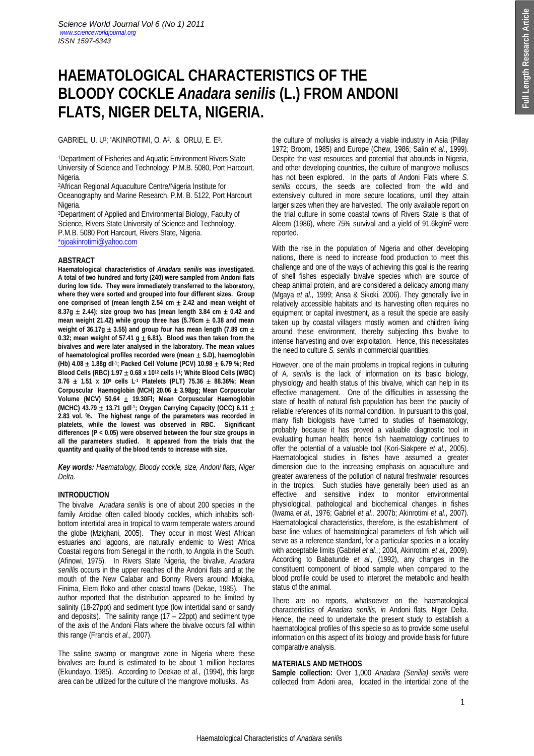# HAEMATOLOGICAL CHARACTERISTICS OF THE BLOODY COCKLE *Anadara senilis* (L.) FROM ANDONI FLATS, NIGER DELTA, NIGERIA.

GABRIEL, U. U[1]; *AKINROTIMI, O. A[2]. & ORLU, E. E[3].

[1]Department of Fisheries and Aquatic Environment Rivers State University of Science and Technology, P.M.B. 5080, Port Harcourt, Nigeria.

[2]African Regional Aquaculture Centre/Nigeria Institute for Oceanography and Marine Research, P.M. B. 5122, Port Harcourt Nigeria.

[3]Department of Applied and Environmental Biology, Faculty of Science, Rivers State University of Science and Technology, P.M.B. 5080 Port Harcourt, Rivers State, Nigeria.

*ojoakinrotimi@yahoo.com

## ABSTRACT

**Haematological characteristics of *Anadara senilis* was investigated. A total of two hundred and forty (240) were sampled from Andoni flats during low tide. They were immediately transferred to the laboratory, where they were sorted and grouped into four different sizes. Group one comprised of (mean length 2.54 cm $\pm$ 2.42 and mean weight of 8.37g $\pm$ 2.44); size group two has (mean length 3.84 cm $\pm$ 0.42 and mean weight 21.42) while group three has (5.76cm $\pm$ 0.38 and mean weight of 36.17g $\pm$ 3.55) and group four has mean length (7.89 cm $\pm$ 0.32; mean weight of 57.41 g $\pm$ 6.81). Blood was then taken from the bivalves and were later analysed in the laboratory. The mean values of haematological profiles recorded were (mean $\pm$ S.D), haemoglobin (Hb) 4.08 $\pm$ 1.88g dl$^{-1}$; Packed Cell Volume (PCV) 10.98 $\pm$ 6.79 %; Red Blood Cells (RBC) 1.97 $\pm$ 0.68 x 10$^{12}$ cells l$^{-1}$; White Blood Cells (WBC) 3.76 $\pm$ 1.51 x 10$^{9}$ cells L$^{-1}$ Platelets (PLT) 75.36 $\pm$ 88.36%; Mean Corpuscular Haemoglobin (MCH) 20.06 $\pm$ 3.98pg; Mean Corpuscular Volume (MCV) 50.64 $\pm$ 19.30Fl; Mean Corpuscular Haemoglobin (MCHC) 43.79 $\pm$ 13.71 gdl$^{-1}$; Oxygen Carrying Capacity (OCC) 6.11 $\pm$ 2.83 vol. %. The highest range of the parameters was recorded in platelets, while the lowest was observed in RBC. Significant differences (P < 0.05) were observed between the four size groups in all the parameters studied. It appeared from the trials that the quantity and quality of the blood tends to increase with size.**

***Key words:** Haematology, Bloody cockle, size, Andoni flats, Niger Delta.*

## INTRODUCTION

The bivalve A*nadara senilis* is one of about 200 species in the family Arcidae often called bloody cockles, which inhabits soft-bottom intertidal area in tropical to warm temperate waters around the globe (Mzighani, 2005). They occur in most West African estuaries and lagoons, are naturally endemic to West Africa Coastal regions from Senegal in the north, to Angola in the South. (Afinowi, 1975). In Rivers State Nigeria, the bivalve, *Anadara senillis* occurs in the upper reaches of the Andoni flats and at the mouth of the New Calabar and Bonny Rivers around Mbiaka, Finima, Elem Ifoko and other coastal towns (Dekae, 1985). The author reported that the distribution appeared to be limited by salinity (18-27ppt) and sediment type (low intertidal sand or sandy and deposits). The salinity range (17 – 22ppt) and sediment type of the axis of the Andoni Flats where the bivalve occurs fall within this range (Francis *et al.,* 2007).

The saline swamp or mangrove zone in Nigeria where these bivalves are found is estimated to be about 1 million hectares (Ekundayo, 1985). According to Deekae *et al.,* (1994), this large area can be utilized for the culture of the mangrove mollusks. As the culture of mollusks is already a viable industry in Asia (Pillay 1972; Broom, 1985) and Europe (Chew, 1986; Salin *et al.*, 1999). Despite the vast resources and potential that abounds in Nigeria, and other developing countries, the culture of mangrove molluscs has not been explored. In the parts of Andoni Flats where *S. senilis* occurs, the seeds are collected from the wild and extensively cultured in more secure locations, until they attain larger sizes when they are harvested. The only available report on the trial culture in some coastal towns of Rivers State is that of Aleem (1986), where 75% survival and a yield of 91.6kg/m$^2$ were reported.

With the rise in the population of Nigeria and other developing nations, there is need to increase food production to meet this challenge and one of the ways of achieving this goal is the rearing of shell fishes especially bivalve species which are source of cheap animal protein, and are considered a delicacy among many (Mgaya *et al.,* 1999; Ansa & Sikoki, 2006). They generally live in relatively accessible habitats and its harvesting often requires no equipment or capital investment, as a result the specie are easily taken up by coastal villagers mostly women and children living around these environment, thereby subjecting this bivalve to intense harvesting and over exploitation. Hence, this necessitates the need to culture *S. senilis* in commercial quantities.

However, one of the main problems in tropical regions in culturing of *A. senilis* is the lack of information on its basic biology, physiology and health status of this bivalve, which can help in its effective management. One of the difficulties in assessing the state of health of natural fish population has been the paucity of reliable references of its normal condition. In pursuant to this goal, many fish biologists have turned to studies of haematology, probably because it has proved a valuable diagnostic tool in evaluating human health; hence fish haematology continues to offer the potential of a valuable tool (Kori-Siakpere *et al.,* 2005). Haematological studies in fishes have assumed a greater dimension due to the increasing emphasis on aquaculture and greater awareness of the pollution of natural freshwater resources in the tropics. Such studies have generally been used as an effective and sensitive index to monitor environmental physiological, pathological and biochemical changes in fishes (Iwama *et al.,* 1976; Gabriel *et al.,* 2007b; Akinrotimi *et al*., 2007). Haematological characteristics, therefore, is the establishment of base line values of haematological parameters of fish which will serve as a reference standard, for a particular species in a locality with acceptable limits (Gabriel *et al.,*; 2004, Akinrotimi *et al.,* 2009). According to Babatunde *et al.,* (1992), any changes in the constituent component of blood sample when compared to the blood profile could be used to interpret the metabolic and health status of the animal.

There are no reports, whatsoever on the haematological characteristics of *Anadara senilis, in* Andoni flats, Niger Delta. Hence, the need to undertake the present study to establish a haematological profiles of this specie so as to provide some useful information on this aspect of its biology and provide basis for future comparative analysis.

## MATERIALS AND METHODS

**Sample collection:** Over 1,000 *Anadara (Senilia) senilis* were collected from Adoni area, located in the intertidal zone of the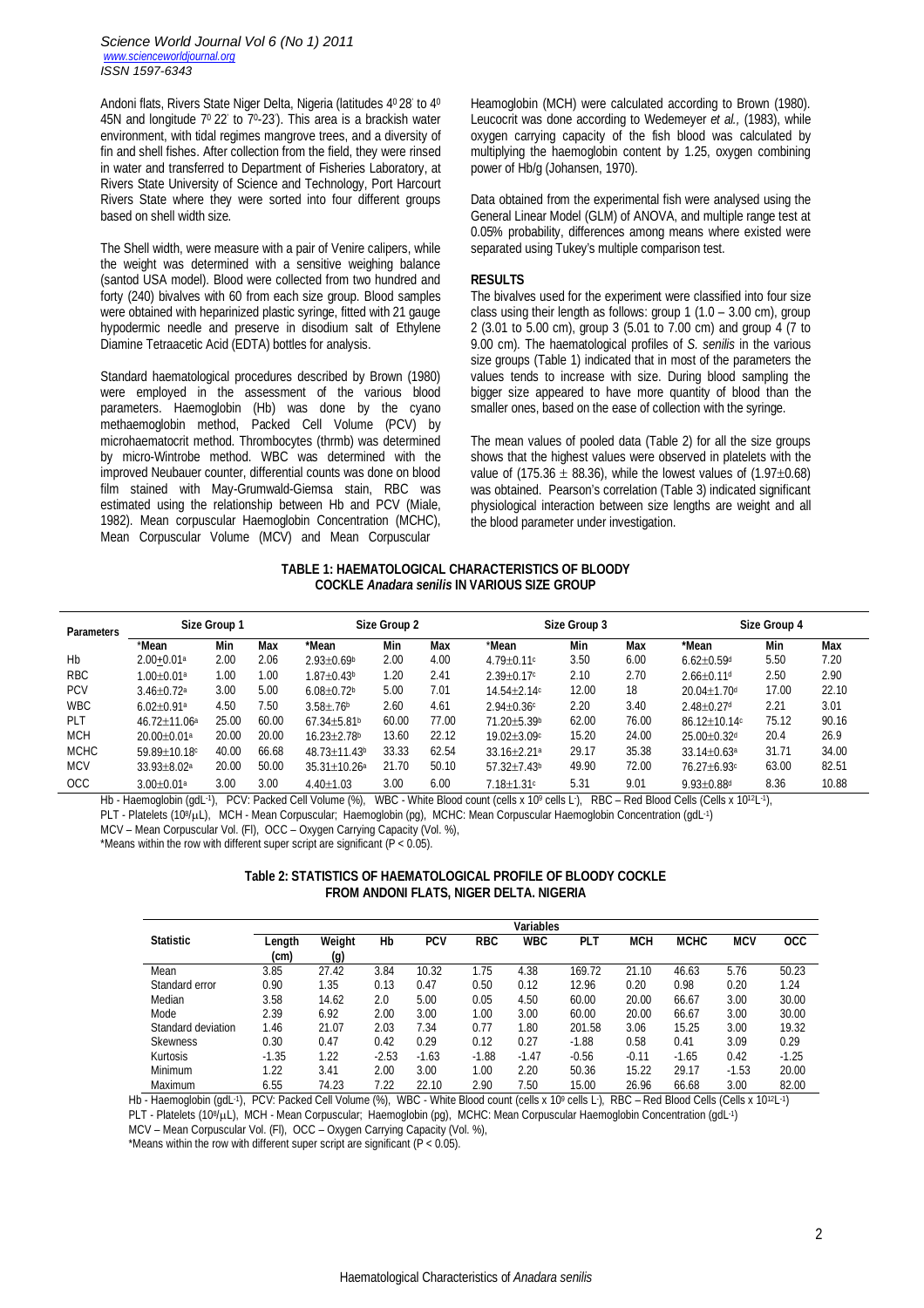Andoni flats, Rivers State Niger Delta, Nigeria (latitudes $4^0 28'$ to $4^0 45$N and longitude $7^0 22'$ to $7^0$-23'). This area is a brackish water environment, with tidal regimes mangrove trees, and a diversity of fin and shell fishes. After collection from the field, they were rinsed in water and transferred to Department of Fisheries Laboratory, at Rivers State University of Science and Technology, Port Harcourt Rivers State where they were sorted into four different groups based on shell width size.

The Shell width, were measure with a pair of Venire calipers, while the weight was determined with a sensitive weighing balance (santod USA model). Blood were collected from two hundred and forty (240) bivalves with 60 from each size group. Blood samples were obtained with heparinized plastic syringe, fitted with 21 gauge hypodermic needle and preserve in disodium salt of Ethylene Diamine Tetraacetic Acid (EDTA) bottles for analysis.

Standard haematological procedures described by Brown (1980) were employed in the assessment of the various blood parameters. Haemoglobin (Hb) was done by the cyano methaemoglobin method, Packed Cell Volume (PCV) by microhaematocrit method. Thrombocytes (thrmb) was determined by micro-Wintrobe method. WBC was determined with the improved Neubauer counter, differential counts was done on blood film stained with May-Grumwald-Giemsa stain, RBC was estimated using the relationship between Hb and PCV (Miale, 1982). Mean corpuscular Haemoglobin Concentration (MCHC), Mean Corpuscular Volume (MCV) and Mean Corpuscular Heamoglobin (MCH) were calculated according to Brown (1980). Leucocrit was done according to Wedemeyer *et al.,* (1983), while oxygen carrying capacity of the fish blood was calculated by multiplying the haemoglobin content by 1.25, oxygen combining power of Hb/g (Johansen, 1970).

Data obtained from the experimental fish were analysed using the General Linear Model (GLM) of ANOVA, and multiple range test at 0.05% probability, differences among means where existed were separated using Tukey's multiple comparison test.

## RESULTS

The bivalves used for the experiment were classified into four size class using their length as follows: group 1 (1.0 – 3.00 cm), group 2 (3.01 to 5.00 cm), group 3 (5.01 to 7.00 cm) and group 4 (7 to 9.00 cm). The haematological profiles of *S. senilis* in the various size groups (Table 1) indicated that in most of the parameters the values tends to increase with size. During blood sampling the bigger size appeared to have more quantity of blood than the smaller ones, based on the ease of collection with the syringe.

The mean values of pooled data (Table 2) for all the size groups shows that the highest values were observed in platelets with the value of (175.36 ± 88.36), while the lowest values of (1.97±0.68) was obtained. Pearson's correlation (Table 3) indicated significant physiological interaction between size lengths are weight and all the blood parameter under investigation.

**TABLE 1: HAEMATOLOGICAL CHARACTERISTICS OF BLOODY COCKLE *Anadara senilis* IN VARIOUS SIZE GROUP**

| Parameters | Size Group 1 | | | Size Group 2 | | | Size Group 3 | | | Size Group 4 | | |
|---|---|---|---|---|---|---|---|---|---|---|---|---|
| | *Mean | Min | Max | *Mean | Min | Max | *Mean | Min | Max | *Mean | Min | Max |
| Hb | 2.00±0.01[a] | 2.00 | 2.06 | 2.93±0.69[b] | 2.00 | 4.00 | 4.79±0.11[c] | 3.50 | 6.00 | 6.62±0.59[d] | 5.50 | 7.20 |
| RBC | 1.00±0.01[a] | 1.00 | 1.00 | 1.87±0.43[b] | 1.20 | 2.41 | 2.39±0.17[c] | 2.10 | 2.70 | 2.66±0.11[d] | 2.50 | 2.90 |
| PCV | 3.46±0.72[a] | 3.00 | 5.00 | 6.08±0.72[b] | 5.00 | 7.01 | 14.54±2.14[c] | 12.00 | 18 | 20.04±1.70[d] | 17.00 | 22.10 |
| WBC | 6.02±0.91[a] | 4.50 | 7.50 | 3.58±.76[b] | 2.60 | 4.61 | 2.94±0.36[c] | 2.20 | 3.40 | 2.48±0.27[d] | 2.21 | 3.01 |
| PLT | 46.72±11.06[a] | 25.00 | 60.00 | 67.34±5.81[b] | 60.00 | 77.00 | 71.20±5.39[b] | 62.00 | 76.00 | 86.12±10.14[c] | 75.12 | 90.16 |
| MCH | 20.00±0.01[a] | 20.00 | 20.00 | 16.23±2.78[b] | 13.60 | 22.12 | 19.02±3.09[c] | 15.20 | 24.00 | 25.00±0.32[d] | 20.4 | 26.9 |
| MCHC | 59.89±10.18[c] | 40.00 | 66.68 | 48.73±11.43[b] | 33.33 | 62.54 | 33.16±2.21[a] | 29.17 | 35.38 | 33.14±0.63[a] | 31.71 | 34.00 |
| MCV | 33.93±8.02[a] | 20.00 | 50.00 | 35.31±10.26[a] | 21.70 | 50.10 | 57.32±7.43[b] | 49.90 | 72.00 | 76.27±6.93[c] | 63.00 | 82.51 |
| OCC | 3.00±0.01[a] | 3.00 | 3.00 | 4.40±1.03 | 3.00 | 6.00 | 7.18±1.31[c] | 5.31 | 9.01 | 9.93±0.88[d] | 8.36 | 10.88 |

Hb - Haemoglobin (gdL$^{-1}$), PCV: Packed Cell Volume (%), WBC - White Blood count (cells x $10^9$ cells L), RBC – Red Blood Cells (Cells x $10^{12}$L$^{-1}$),
PLT - Platelets ($10^9/\mu$L), MCH - Mean Corpuscular; Haemoglobin (pg), MCHC: Mean Corpuscular Haemoglobin Concentration (gdL$^{-1}$)
MCV – Mean Corpuscular Vol. (Fl), OCC – Oxygen Carrying Capacity (Vol. %),
*Means within the row with different super script are significant ($P < 0.05$).

**Table 2: STATISTICS OF HAEMATOLOGICAL PROFILE OF BLOODY COCKLE FROM ANDONI FLATS, NIGER DELTA. NIGERIA**

| Statistic | Variables | | | | | | | | | | |
|---|---|---|---|---|---|---|---|---|---|---|---|
| | Length (cm) | Weight (g) | Hb | PCV | RBC | WBC | PLT | MCH | MCHC | MCV | OCC |
| Mean | 3.85 | 27.42 | 3.84 | 10.32 | 1.75 | 4.38 | 169.72 | 21.10 | 46.63 | 5.76 | 50.23 |
| Standard error | 0.90 | 1.35 | 0.13 | 0.47 | 0.50 | 0.12 | 12.96 | 0.20 | 0.98 | 0.20 | 1.24 |
| Median | 3.58 | 14.62 | 2.0 | 5.00 | 0.05 | 4.50 | 60.00 | 20.00 | 66.67 | 3.00 | 30.00 |
| Mode | 2.39 | 6.92 | 2.00 | 3.00 | 1.00 | 3.00 | 60.00 | 20.00 | 66.67 | 3.00 | 30.00 |
| Standard deviation | 1.46 | 21.07 | 2.03 | 7.34 | 0.77 | 1.80 | 201.58 | 3.06 | 15.25 | 3.00 | 19.32 |
| Skewness | 0.30 | 0.47 | 0.42 | 0.29 | 0.12 | 0.27 | -1.88 | 0.58 | 0.41 | 3.09 | 0.29 |
| Kurtosis | -1.35 | 1.22 | -2.53 | -1.63 | -1.88 | -1.47 | -0.56 | -0.11 | -1.65 | 0.42 | -1.25 |
| Minimum | 1.22 | 3.41 | 2.00 | 3.00 | 1.00 | 2.20 | 50.36 | 15.22 | 29.17 | -1.53 | 20.00 |
| Maximum | 6.55 | 74.23 | 7.22 | 22.10 | 2.90 | 7.50 | 15.00 | 26.96 | 66.68 | 3.00 | 82.00 |

Hb - Haemoglobin (gdL$^{-1}$), PCV: Packed Cell Volume (%), WBC - White Blood count (cells x $10^9$ cells L), RBC – Red Blood Cells (Cells x $10^{12}$L$^{-1}$)
PLT - Platelets ($10^9/\mu$L), MCH - Mean Corpuscular; Haemoglobin (pg), MCHC: Mean Corpuscular Haemoglobin Concentration (gdL$^{-1}$)
MCV – Mean Corpuscular Vol. (Fl), OCC – Oxygen Carrying Capacity (Vol. %),
*Means within the row with different super script are significant ($P < 0.05$).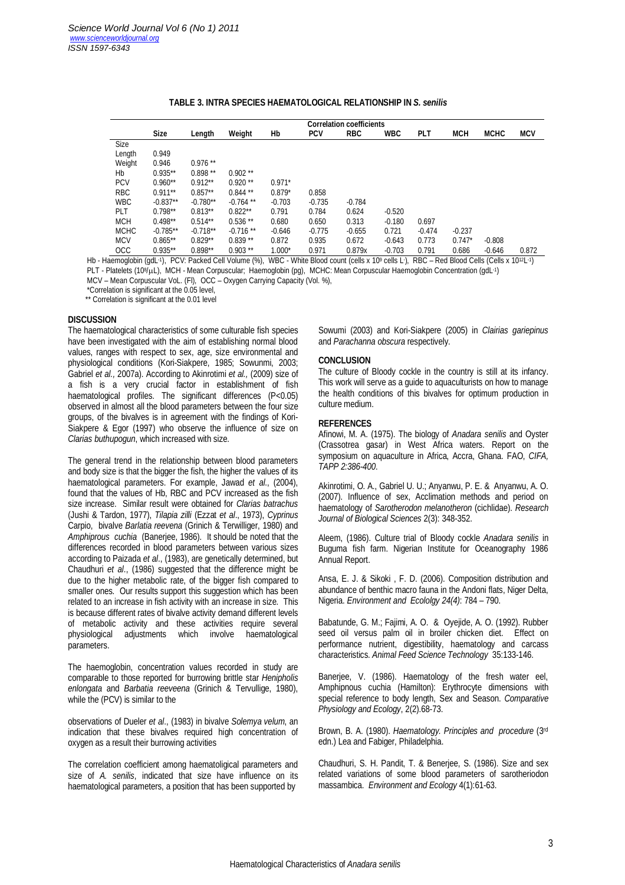**TABLE 3. INTRA SPECIES HAEMATOLOGICAL RELATIONSHIP IN *S. senilis***

| | Correlation coefficients | | | | | | | | | | |
|---|---|---|---|---|---|---|---|---|---|---|---|
| | Size | Length | Weight | Hb | PCV | RBC | WBC | PLT | MCH | MCHC | MCV |
| Size | | | | | | | | | | | |
| Length | 0.949 | | | | | | | | | | |
| Weight | 0.946 | 0.976 ** | | | | | | | | | |
| Hb | 0.935** | 0.898 ** | 0.902 ** | | | | | | | | |
| PCV | 0.960** | 0.912** | 0.920 ** | 0.971* | | | | | | | |
| RBC | 0.911** | 0.857** | 0.844 ** | 0.879* | 0.858 | | | | | | |
| WBC | -0.837** | -0.780** | -0.764 ** | -0.703 | -0.735 | -0.784 | | | | | |
| PLT | 0.798** | 0.813** | 0.822** | 0.791 | 0.784 | 0.624 | -0.520 | | | | |
| MCH | 0.498** | 0.514** | 0.536 ** | 0.680 | 0.650 | 0.313 | -0.180 | 0.697 | | | |
| MCHC | -0.785** | -0.718** | -0.716 ** | -0.646 | -0.775 | -0.655 | 0.721 | -0.474 | -0.237 | | |
| MCV | 0.865** | 0.829** | 0.839 ** | 0.872 | 0.935 | 0.672 | -0.643 | 0.773 | 0.747* | -0.808 | |
| OCC | 0.935** | 0.898** | 0.903 ** | 1.000* | 0.971 | 0.879x | -0.703 | 0.791 | 0.686 | -0.646 | 0.872 |

Hb - Haemoglobin ($gdL^{-1}$), PCV: Packed Cell Volume (%), WBC - White Blood count (cells x $10^9$ cells $L^{-}$), RBC – Red Blood Cells (Cells x $10^{12}L^{-1}$)
PLT - Platelets ($10^8/\mu L$), MCH - Mean Corpuscular; Haemoglobin (pg), MCHC: Mean Corpuscular Haemoglobin Concentration ($gdL^{-1}$)
MCV – Mean Corpuscular VoL. (Fl), OCC – Oxygen Carrying Capacity (Vol. %),
*Correlation is significant at the 0.05 level,
** Correlation is significant at the 0.01 level

## DISCUSSION

The haematological characteristics of some culturable fish species have been investigated with the aim of establishing normal blood values, ranges with respect to sex, age, size environmental and physiological conditions (Kori-Siakpere, 1985; Sowunmi, 2003; Gabriel *et al.*, 2007a). According to Akinrotimi *et al.*, (2009) size of a fish is a very crucial factor in establishment of fish haematological profiles. The significant differences (P<0.05) observed in almost all the blood parameters between the four size groups, of the bivalves is in agreement with the findings of Kori-Siakpere & Egor (1997) who observe the influence of size on *Clarias buthupogun*, which increased with size.

The general trend in the relationship between blood parameters and body size is that the bigger the fish, the higher the values of its haematological parameters. For example, Jawad *et al.*, (2004), found that the values of Hb, RBC and PCV increased as the fish size increase. Similar result were obtained for *Clarias batrachus* (Jushi & Tardon, 1977), *Tilapia zilli* (Ezzat *et al*., 1973), *Cyprinus* Carpio, bivalve *Barlatia reevena* (Grinich & Terwilliger, 1980) and *Amphiprous cuchia* (Banerjee, 1986). It should be noted that the differences recorded in blood parameters between various sizes according to Paizada *et al*., (1983), are genetically determined, but Chaudhuri *et al*., (1986) suggested that the difference might be due to the higher metabolic rate, of the bigger fish compared to smaller ones. Our results support this suggestion which has been related to an increase in fish activity with an increase in size. This is because different rates of bivalve activity demand different levels of metabolic activity and these activities require several physiological adjustments which involve haematological parameters.

The haemoglobin, concentration values recorded in study are comparable to those reported for burrowing brittle star *Henipholis enlongata* and *Barbatia reeveena* (Grinich & Tervullige, 1980), while the (PCV) is similar to the

observations of Dueler *et al*., (1983) in bivalve *Solemya velum*, an indication that these bivalves required high concentration of oxygen as a result their burrowing activities

The correlation coefficient among haematoligical parameters and size of *A. senilis*, indicated that size have influence on its haematological parameters, a position that has been supported by Sowumi (2003) and Kori-Siakpere (2005) in *Clairias gariepinus* and *Parachanna obscura* respectively.

## CONCLUSION

The culture of Bloody cockle in the country is still at its infancy. This work will serve as a guide to aquaculturists on how to manage the health conditions of this bivalves for optimum production in culture medium.

## REFERENCES

Afinowi, M. A. (1975). The biology of *Anadara senilis* and Oyster (Crassotrea gasar) in West Africa waters. Report on the symposium on aquaculture in Africa, Accra, Ghana. FAO, *CIFA, TAPP 2:386-400*.

Akinrotimi, O. A., Gabriel U. U.; Anyanwu, P. E. & Anyanwu, A. O. (2007). Influence of sex, Acclimation methods and period on haematology of *Sarotherodon melanotheron* (cichlidae). *Research Journal of Biological Sciences* 2(3): 348-352.

Aleem, (1986). Culture trial of Bloody cockle *Anadara senilis* in Buguma fish farm. Nigerian Institute for Oceanography 1986 Annual Report.

Ansa, E. J. & Sikoki , F. D. (2006). Composition distribution and abundance of benthic macro fauna in the Andoni flats, Niger Delta, Nigeria. *Environment and Ecololgy 24(4)*: 784 – 790.

Babatunde, G. M.; Fajimi, A. O. & Oyejide, A. O. (1992). Rubber seed oil versus palm oil in broiler chicken diet. Effect on performance nutrient, digestibility, haematology and carcass characteristics. *Animal Feed Science Technology* 35:133-146.

Banerjee, V. (1986). Haematology of the fresh water eel, Amphipnous cuchia (Hamilton): Erythrocyte dimensions with special reference to body length, Sex and Season. *Comparative Physiology and Ecology*, 2(2).68-73.

Brown, B. A. (1980). *Haematology. Principles and procedure* (3rd edn.) Lea and Fabiger, Philadelphia.

Chaudhuri, S. H. Pandit, T. & Benerjee, S. (1986). Size and sex related variations of some blood parameters of sarotheriodon massambica. *Environment and Ecology* 4(1):61-63.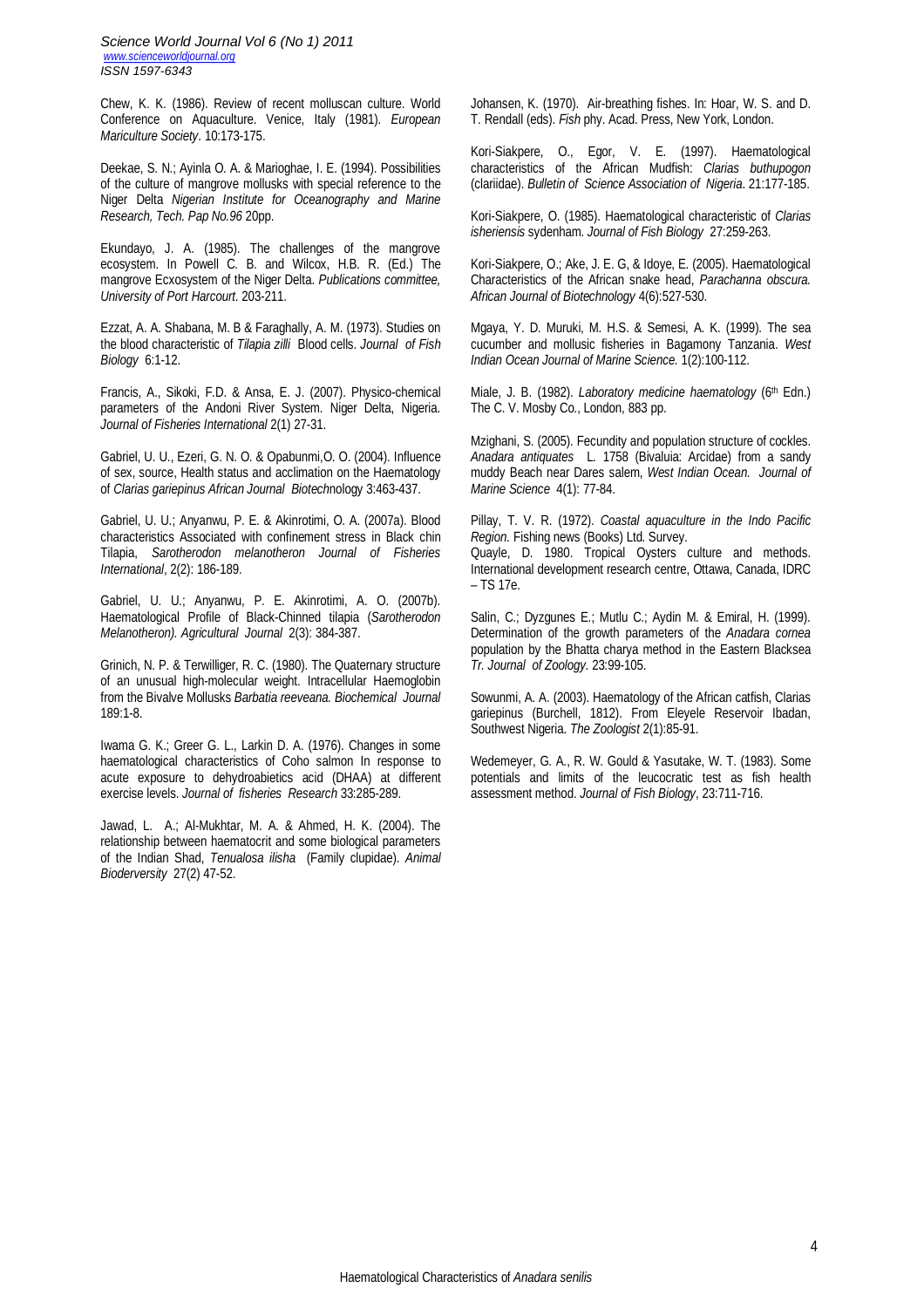Chew, K. K. (1986). Review of recent molluscan culture. World Conference on Aquaculture. Venice, Italy (1981). *European Mariculture Society*. 10:173-175.

Deekae, S. N.; Ayinla O. A. & Marioghae, I. E. (1994). Possibilities of the culture of mangrove mollusks with special reference to the Niger Delta *Nigerian Institute for Oceanography and Marine Research, Tech. Pap No.96* 20pp.

Ekundayo, J. A. (1985). The challenges of the mangrove ecosystem. In Powell C. B. and Wilcox, H.B. R. (Ed.) The mangrove Ecxosystem of the Niger Delta. *Publications committee, University of Port Harcourt*. 203-211.

Ezzat, A. A. Shabana, M. B & Faraghally, A. M. (1973). Studies on the blood characteristic of *Tilapia zilli* Blood cells. *Journal of Fish Biology* 6:1-12.

Francis, A., Sikoki, F.D. & Ansa, E. J. (2007). Physico-chemical parameters of the Andoni River System. Niger Delta, Nigeria. *Journal of Fisheries International* 2(1) 27-31.

Gabriel, U. U., Ezeri, G. N. O. & Opabunmi,O. O. (2004). Influence of sex, source, Health status and acclimation on the Haematology of *Clarias gariepinus African Journal Biotech*nology 3:463-437.

Gabriel, U. U.; Anyanwu, P. E. & Akinrotimi, O. A. (2007a). Blood characteristics Associated with confinement stress in Black chin Tilapia, *Sarotherodon melanotheron Journal of Fisheries International*, 2(2): 186-189.

Gabriel, U. U.; Anyanwu, P. E. Akinrotimi, A. O. (2007b). Haematological Profile of Black-Chinned tilapia (*Sarotherodon Melanotheron). Agricultural Journal* 2(3): 384-387.

Grinich, N. P. & Terwilliger, R. C. (1980). The Quaternary structure of an unusual high-molecular weight. Intracellular Haemoglobin from the Bivalve Mollusks *Barbatia reeveana. Biochemical Journal* 189:1-8.

Iwama G. K.; Greer G. L., Larkin D. A. (1976). Changes in some haematological characteristics of Coho salmon In response to acute exposure to dehydroabietics acid (DHAA) at different exercise levels. *Journal of fisheries Research* 33:285-289.

Jawad, L. A.; Al-Mukhtar, M. A. & Ahmed, H. K. (2004). The relationship between haematocrit and some biological parameters of the Indian Shad, *Tenualosa ilisha* (Family clupidae). *Animal Bioderversity* 27(2) 47-52.

Johansen, K. (1970). Air-breathing fishes. In: Hoar, W. S. and D. T. Rendall (eds). *Fish* phy. Acad. Press, New York, London.

Kori-Siakpere, O., Egor, V. E. (1997). Haematological characteristics of the African Mudfish: *Clarias buthupogon* (clariidae). *Bulletin of Science Association of Nigeria*. 21:177-185.

Kori-Siakpere, O. (1985). Haematological characteristic of *Clarias isheriensis* sydenham. *Journal of Fish Biology* 27:259-263.

Kori-Siakpere, O.; Ake, J. E. G, & Idoye, E. (2005). Haematological Characteristics of the African snake head, *Parachanna obscura. African Journal of Biotechnology* 4(6):527-530.

Mgaya, Y. D. Muruki, M. H.S. & Semesi, A. K. (1999). The sea cucumber and mollusic fisheries in Bagamony Tanzania. *West Indian Ocean Journal of Marine Science.* 1(2):100-112.

Miale, J. B. (1982). *Laboratory medicine haematology* (6th Edn.) The C. V. Mosby Co., London, 883 pp.

Mzighani, S. (2005). Fecundity and population structure of cockles. *Anadara antiquates* L. 1758 (Bivaluia: Arcidae) from a sandy muddy Beach near Dares salem, *West Indian Ocean. Journal of Marine Science* 4(1): 77-84.

Pillay, T. V. R. (1972). *Coastal aquaculture in the Indo Pacific Region.* Fishing news (Books) Ltd. Survey.

Quayle, D. 1980. Tropical Oysters culture and methods. International development research centre, Ottawa, Canada, IDRC – TS 17e.

Salin, C.; Dyzgunes E.; Mutlu C.; Aydin M. & Emiral, H. (1999). Determination of the growth parameters of the *Anadara cornea* population by the Bhatta charya method in the Eastern Blacksea *Tr. Journal of Zoology*. 23:99-105.

Sowunmi, A. A. (2003). Haematology of the African catfish, Clarias gariepinus (Burchell, 1812). From Eleyele Reservoir Ibadan, Southwest Nigeria. *The Zoologist* 2(1):85-91.

Wedemeyer, G. A., R. W. Gould & Yasutake, W. T. (1983). Some potentials and limits of the leucocratic test as fish health assessment method. *Journal of Fish Biology*, 23:711-716.